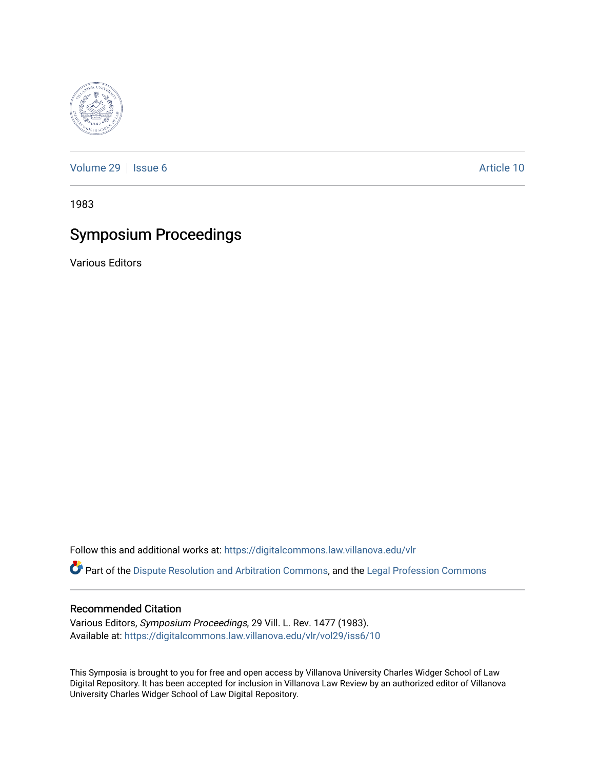Volume 29 | Issue 6 Article 10

1983

# Symposium Proceedings

Various Editors

Follow this and additional works at: https://digitalcommons.law.villanova.edu/vlr

Part of the Dispute Resolution and Arbitration Commons, and the Legal Profession Commons

## Recommended Citation

Various Editors, *Symposium Proceedings*, 29 Vill. L. Rev. 1477 (1983).
Available at: https://digitalcommons.law.villanova.edu/vlr/vol29/iss6/10

This Symposia is brought to you for free and open access by Villanova University Charles Widger School of Law Digital Repository. It has been accepted for inclusion in Villanova Law Review by an authorized editor of Villanova University Charles Widger School of Law Digital Repository.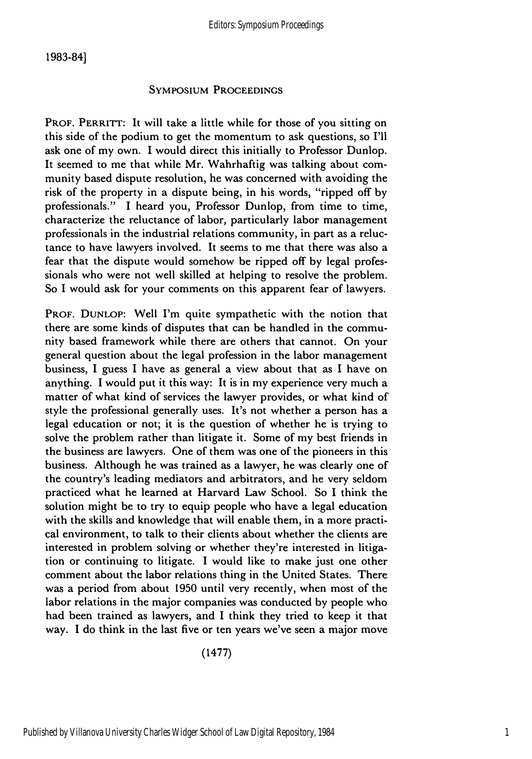## Symposium Proceedings

PROF. PERRITT: It will take a little while for those of you sitting on this side of the podium to get the momentum to ask questions, so I'll ask one of my own. I would direct this initially to Professor Dunlop. It seemed to me that while Mr. Wahrhaftig was talking about community based dispute resolution, he was concerned with avoiding the risk of the property in a dispute being, in his words, "ripped off by professionals." I heard you, Professor Dunlop, from time to time, characterize the reluctance of labor, particularly labor management professionals in the industrial relations community, in part as a reluctance to have lawyers involved. It seems to me that there was also a fear that the dispute would somehow be ripped off by legal professionals who were not well skilled at helping to resolve the problem. So I would ask for your comments on this apparent fear of lawyers.

PROF. DUNLOP: Well I'm quite sympathetic with the notion that there are some kinds of disputes that can be handled in the community based framework while there are others that cannot. On your general question about the legal profession in the labor management business, I guess I have as general a view about that as I have on anything. I would put it this way: It is in my experience very much a matter of what kind of services the lawyer provides, or what kind of style the professional generally uses. It's not whether a person has a legal education or not; it is the question of whether he is trying to solve the problem rather than litigate it. Some of my best friends in the business are lawyers. One of them was one of the pioneers in this business. Although he was trained as a lawyer, he was clearly one of the country's leading mediators and arbitrators, and he very seldom practiced what he learned at Harvard Law School. So I think the solution might be to try to equip people who have a legal education with the skills and knowledge that will enable them, in a more practical environment, to talk to their clients about whether the clients are interested in problem solving or whether they're interested in litigation or continuing to litigate. I would like to make just one other comment about the labor relations thing in the United States. There was a period from about 1950 until very recently, when most of the labor relations in the major companies was conducted by people who had been trained as lawyers, and I think they tried to keep it that way. I do think in the last five or ten years we've seen a major move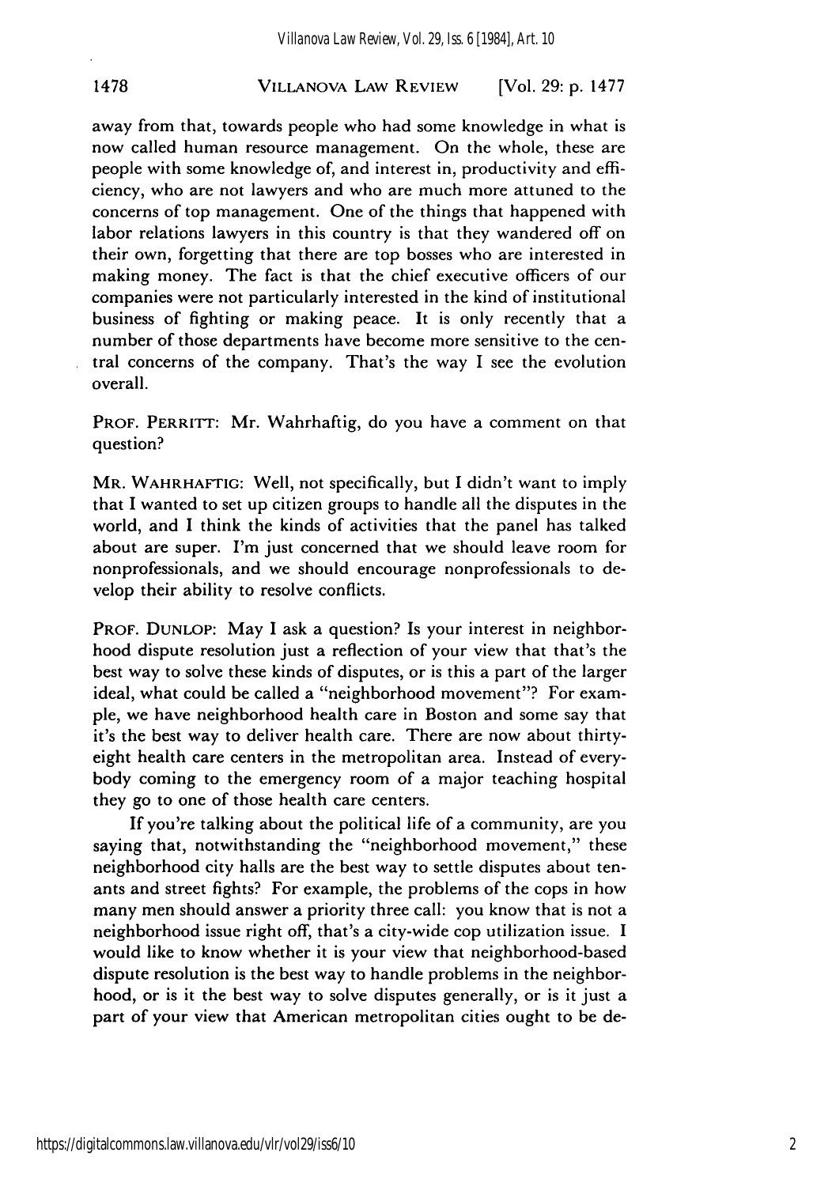away from that, towards people who had some knowledge in what is now called human resource management. On the whole, these are people with some knowledge of, and interest in, productivity and efficiency, who are not lawyers and who are much more attuned to the concerns of top management. One of the things that happened with labor relations lawyers in this country is that they wandered off on their own, forgetting that there are top bosses who are interested in making money. The fact is that the chief executive officers of our companies were not particularly interested in the kind of institutional business of fighting or making peace. It is only recently that a number of those departments have become more sensitive to the central concerns of the company. That's the way I see the evolution overall.

PROF. PERRITT: Mr. Wahrhaftig, do you have a comment on that question?

MR. WAHRHAFTIG: Well, not specifically, but I didn't want to imply that I wanted to set up citizen groups to handle all the disputes in the world, and I think the kinds of activities that the panel has talked about are super. I'm just concerned that we should leave room for nonprofessionals, and we should encourage nonprofessionals to develop their ability to resolve conflicts.

PROF. DUNLOP: May I ask a question? Is your interest in neighborhood dispute resolution just a reflection of your view that that's the best way to solve these kinds of disputes, or is this a part of the larger ideal, what could be called a "neighborhood movement"? For example, we have neighborhood health care in Boston and some say that it's the best way to deliver health care. There are now about thirty-eight health care centers in the metropolitan area. Instead of everybody coming to the emergency room of a major teaching hospital they go to one of those health care centers.

If you're talking about the political life of a community, are you saying that, notwithstanding the "neighborhood movement," these neighborhood city halls are the best way to settle disputes about tenants and street fights? For example, the problems of the cops in how many men should answer a priority three call: you know that is not a neighborhood issue right off, that's a city-wide cop utilization issue. I would like to know whether it is your view that neighborhood-based dispute resolution is the best way to handle problems in the neighborhood, or is it the best way to solve disputes generally, or is it just a part of your view that American metropolitan cities ought to be de-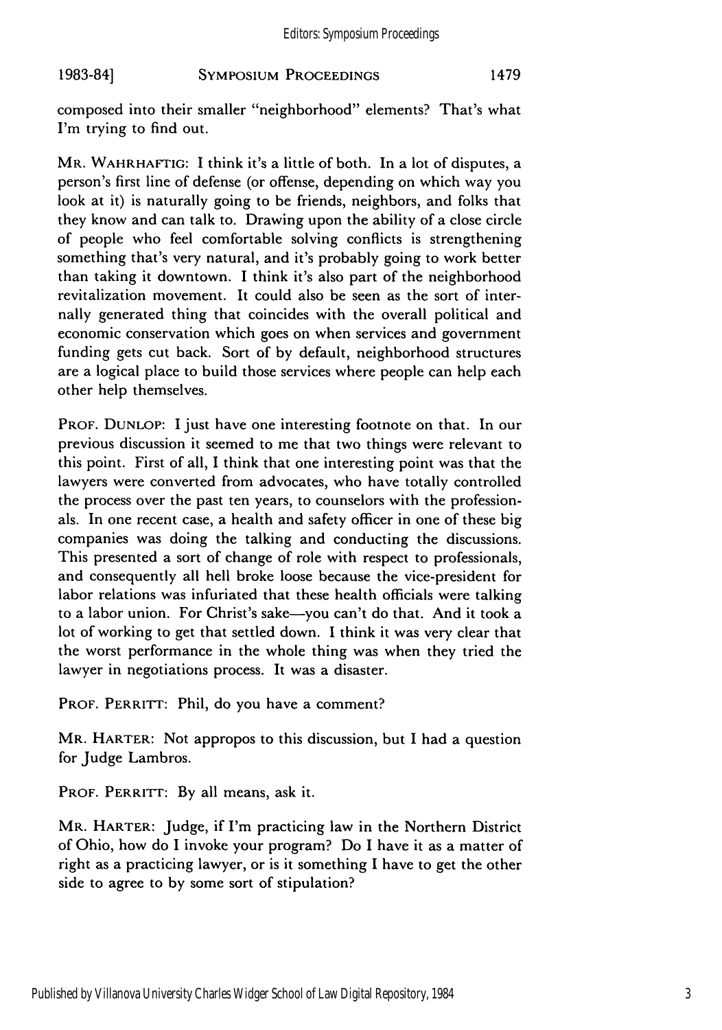composed into their smaller "neighborhood" elements? That's what I'm trying to find out.

MR. WAHRHAFTIG: I think it's a little of both. In a lot of disputes, a person's first line of defense (or offense, depending on which way you look at it) is naturally going to be friends, neighbors, and folks that they know and can talk to. Drawing upon the ability of a close circle of people who feel comfortable solving conflicts is strengthening something that's very natural, and it's probably going to work better than taking it downtown. I think it's also part of the neighborhood revitalization movement. It could also be seen as the sort of internally generated thing that coincides with the overall political and economic conservation which goes on when services and government funding gets cut back. Sort of by default, neighborhood structures are a logical place to build those services where people can help each other help themselves.

PROF. DUNLOP: I just have one interesting footnote on that. In our previous discussion it seemed to me that two things were relevant to this point. First of all, I think that one interesting point was that the lawyers were converted from advocates, who have totally controlled the process over the past ten years, to counselors with the professionals. In one recent case, a health and safety officer in one of these big companies was doing the talking and conducting the discussions. This presented a sort of change of role with respect to professionals, and consequently all hell broke loose because the vice-president for labor relations was infuriated that these health officials were talking to a labor union. For Christ's sake—you can't do that. And it took a lot of working to get that settled down. I think it was very clear that the worst performance in the whole thing was when they tried the lawyer in negotiations process. It was a disaster.

PROF. PERRITT: Phil, do you have a comment?

MR. HARTER: Not appropos to this discussion, but I had a question for Judge Lambros.

PROF. PERRITT: By all means, ask it.

MR. HARTER: Judge, if I'm practicing law in the Northern District of Ohio, how do I invoke your program? Do I have it as a matter of right as a practicing lawyer, or is it something I have to get the other side to agree to by some sort of stipulation?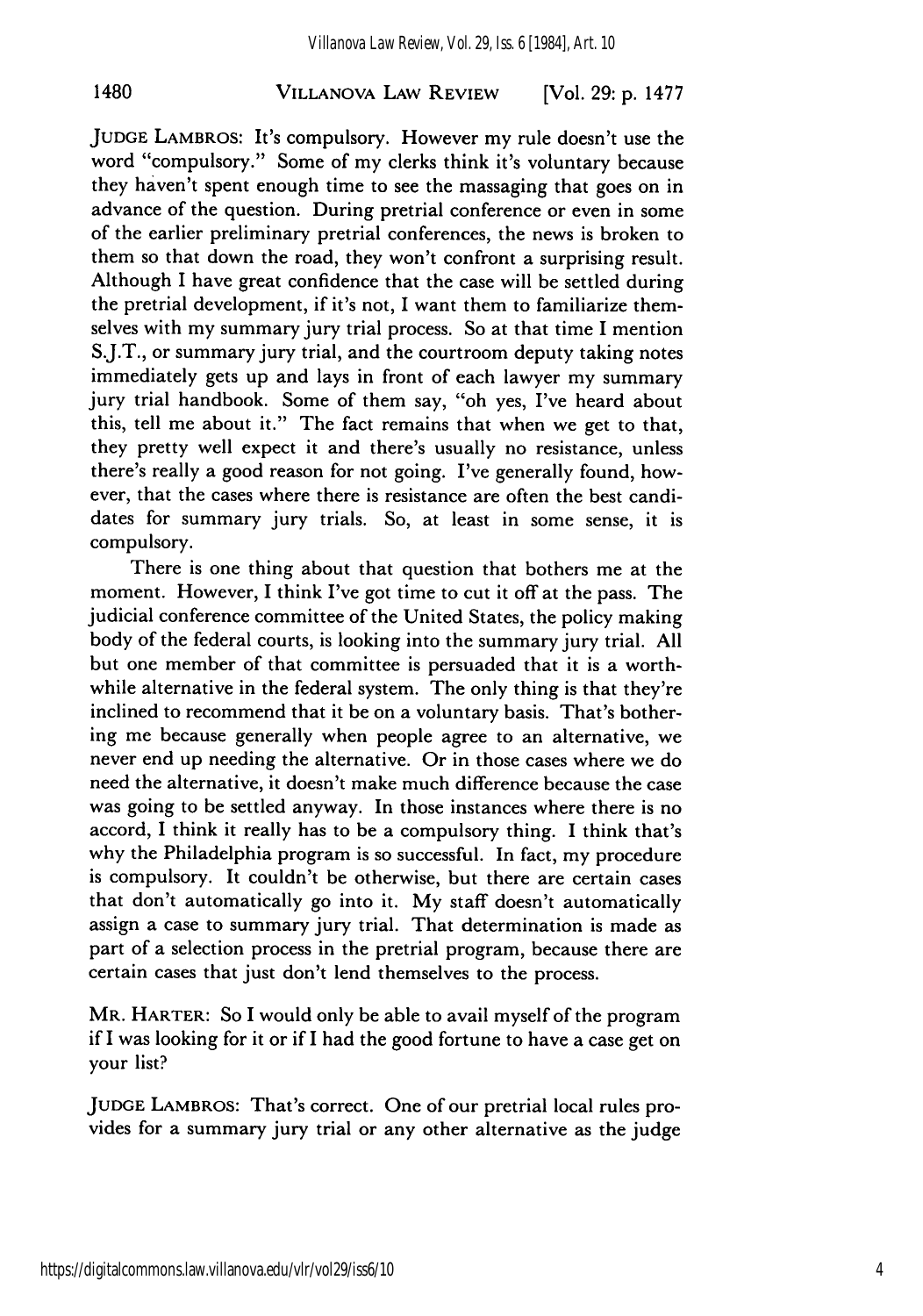JUDGE LAMBROS: It's compulsory. However my rule doesn't use the word "compulsory." Some of my clerks think it's voluntary because they haven't spent enough time to see the massaging that goes on in advance of the question. During pretrial conference or even in some of the earlier preliminary pretrial conferences, the news is broken to them so that down the road, they won't confront a surprising result. Although I have great confidence that the case will be settled during the pretrial development, if it's not, I want them to familiarize themselves with my summary jury trial process. So at that time I mention S.J.T., or summary jury trial, and the courtroom deputy taking notes immediately gets up and lays in front of each lawyer my summary jury trial handbook. Some of them say, "oh yes, I've heard about this, tell me about it." The fact remains that when we get to that, they pretty well expect it and there's usually no resistance, unless there's really a good reason for not going. I've generally found, however, that the cases where there is resistance are often the best candidates for summary jury trials. So, at least in some sense, it is compulsory.

There is one thing about that question that bothers me at the moment. However, I think I've got time to cut it off at the pass. The judicial conference committee of the United States, the policy making body of the federal courts, is looking into the summary jury trial. All but one member of that committee is persuaded that it is a worthwhile alternative in the federal system. The only thing is that they're inclined to recommend that it be on a voluntary basis. That's bothering me because generally when people agree to an alternative, we never end up needing the alternative. Or in those cases where we do need the alternative, it doesn't make much difference because the case was going to be settled anyway. In those instances where there is no accord, I think it really has to be a compulsory thing. I think that's why the Philadelphia program is so successful. In fact, my procedure is compulsory. It couldn't be otherwise, but there are certain cases that don't automatically go into it. My staff doesn't automatically assign a case to summary jury trial. That determination is made as part of a selection process in the pretrial program, because there are certain cases that just don't lend themselves to the process.

MR. HARTER: So I would only be able to avail myself of the program if I was looking for it or if I had the good fortune to have a case get on your list?

JUDGE LAMBROS: That's correct. One of our pretrial local rules provides for a summary jury trial or any other alternative as the judge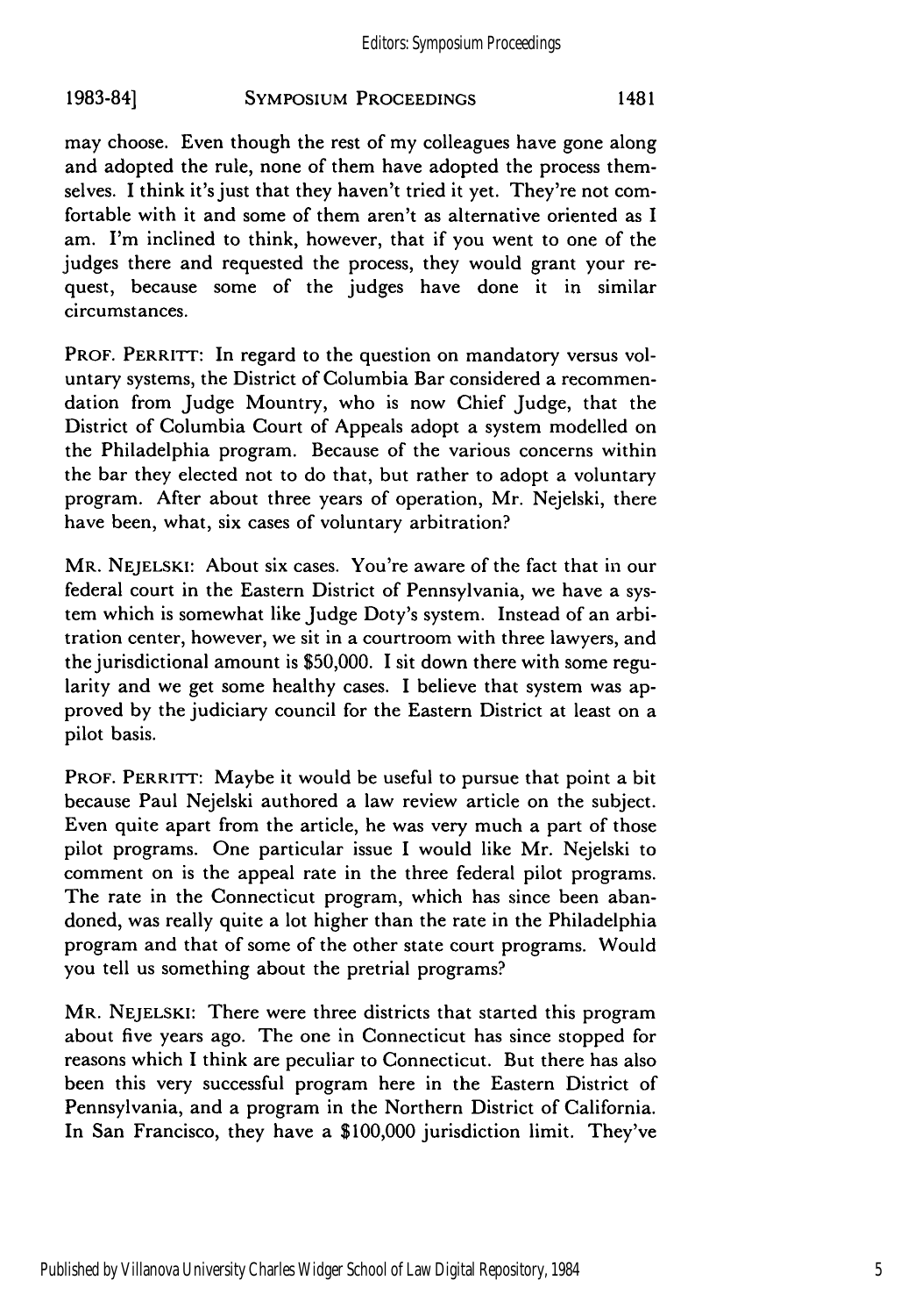may choose. Even though the rest of my colleagues have gone along and adopted the rule, none of them have adopted the process themselves. I think it's just that they haven't tried it yet. They're not comfortable with it and some of them aren't as alternative oriented as I am. I'm inclined to think, however, that if you went to one of the judges there and requested the process, they would grant your request, because some of the judges have done it in similar circumstances.

PROF. PERRITT: In regard to the question on mandatory versus voluntary systems, the District of Columbia Bar considered a recommendation from Judge Mountry, who is now Chief Judge, that the District of Columbia Court of Appeals adopt a system modelled on the Philadelphia program. Because of the various concerns within the bar they elected not to do that, but rather to adopt a voluntary program. After about three years of operation, Mr. Nejelski, there have been, what, six cases of voluntary arbitration?

MR. NEJELSKI: About six cases. You're aware of the fact that in our federal court in the Eastern District of Pennsylvania, we have a system which is somewhat like Judge Doty's system. Instead of an arbitration center, however, we sit in a courtroom with three lawyers, and the jurisdictional amount is $50,000. I sit down there with some regularity and we get some healthy cases. I believe that system was approved by the judiciary council for the Eastern District at least on a pilot basis.

PROF. PERRITT: Maybe it would be useful to pursue that point a bit because Paul Nejelski authored a law review article on the subject. Even quite apart from the article, he was very much a part of those pilot programs. One particular issue I would like Mr. Nejelski to comment on is the appeal rate in the three federal pilot programs. The rate in the Connecticut program, which has since been abandoned, was really quite a lot higher than the rate in the Philadelphia program and that of some of the other state court programs. Would you tell us something about the pretrial programs?

MR. NEJELSKI: There were three districts that started this program about five years ago. The one in Connecticut has since stopped for reasons which I think are peculiar to Connecticut. But there has also been this very successful program here in the Eastern District of Pennsylvania, and a program in the Northern District of California. In San Francisco, they have a $100,000 jurisdiction limit. They've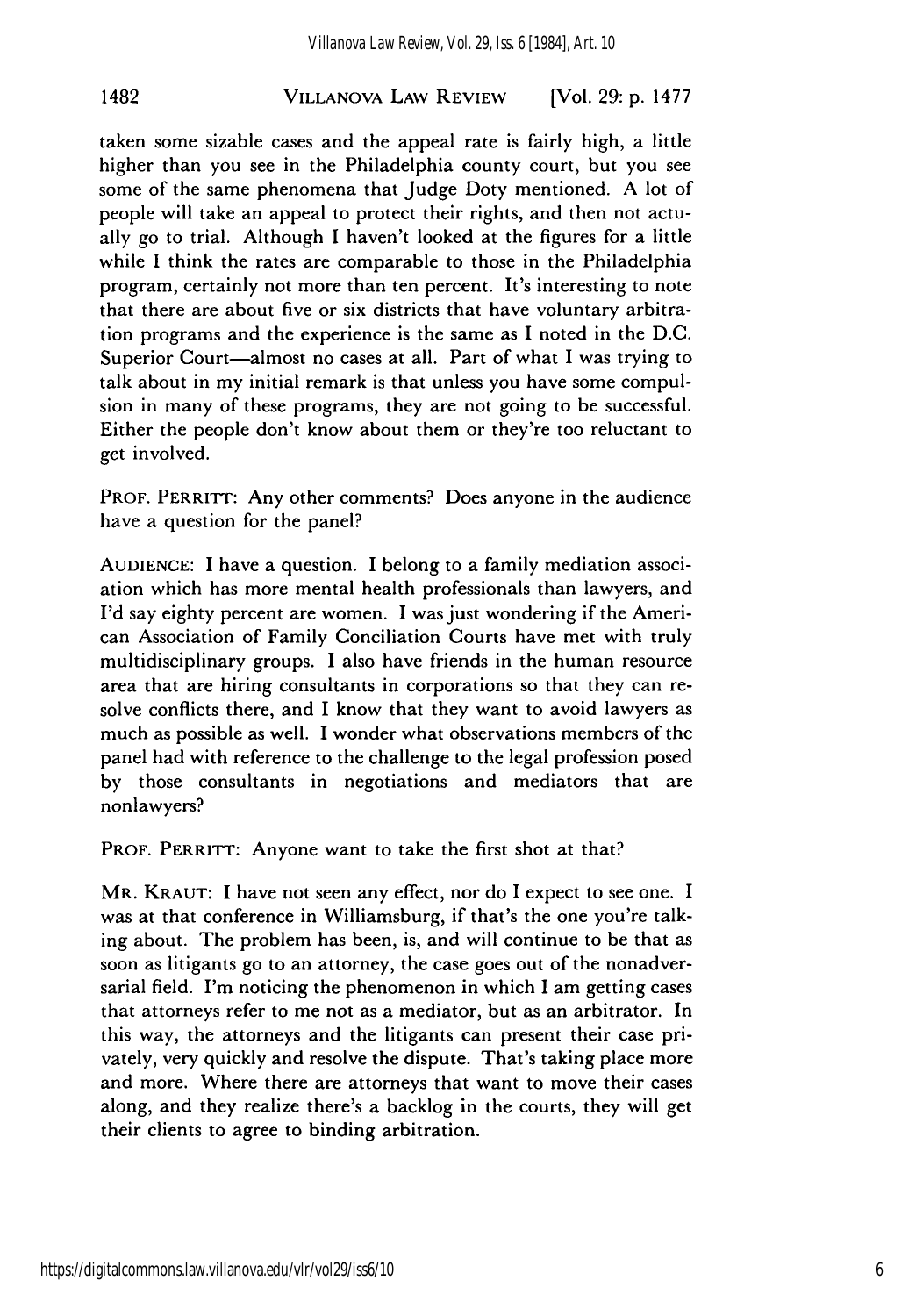taken some sizable cases and the appeal rate is fairly high, a little higher than you see in the Philadelphia county court, but you see some of the same phenomena that Judge Doty mentioned. A lot of people will take an appeal to protect their rights, and then not actually go to trial. Although I haven't looked at the figures for a little while I think the rates are comparable to those in the Philadelphia program, certainly not more than ten percent. It's interesting to note that there are about five or six districts that have voluntary arbitration programs and the experience is the same as I noted in the D.C. Superior Court—almost no cases at all. Part of what I was trying to talk about in my initial remark is that unless you have some compulsion in many of these programs, they are not going to be successful. Either the people don't know about them or they're too reluctant to get involved.

PROF. PERRITT: Any other comments? Does anyone in the audience have a question for the panel?

AUDIENCE: I have a question. I belong to a family mediation association which has more mental health professionals than lawyers, and I'd say eighty percent are women. I was just wondering if the American Association of Family Conciliation Courts have met with truly multidisciplinary groups. I also have friends in the human resource area that are hiring consultants in corporations so that they can resolve conflicts there, and I know that they want to avoid lawyers as much as possible as well. I wonder what observations members of the panel had with reference to the challenge to the legal profession posed by those consultants in negotiations and mediators that are nonlawyers?

PROF. PERRITT: Anyone want to take the first shot at that?

MR. KRAUT: I have not seen any effect, nor do I expect to see one. I was at that conference in Williamsburg, if that's the one you're talking about. The problem has been, is, and will continue to be that as soon as litigants go to an attorney, the case goes out of the nonadversarial field. I'm noticing the phenomenon in which I am getting cases that attorneys refer to me not as a mediator, but as an arbitrator. In this way, the attorneys and the litigants can present their case privately, very quickly and resolve the dispute. That's taking place more and more. Where there are attorneys that want to move their cases along, and they realize there's a backlog in the courts, they will get their clients to agree to binding arbitration.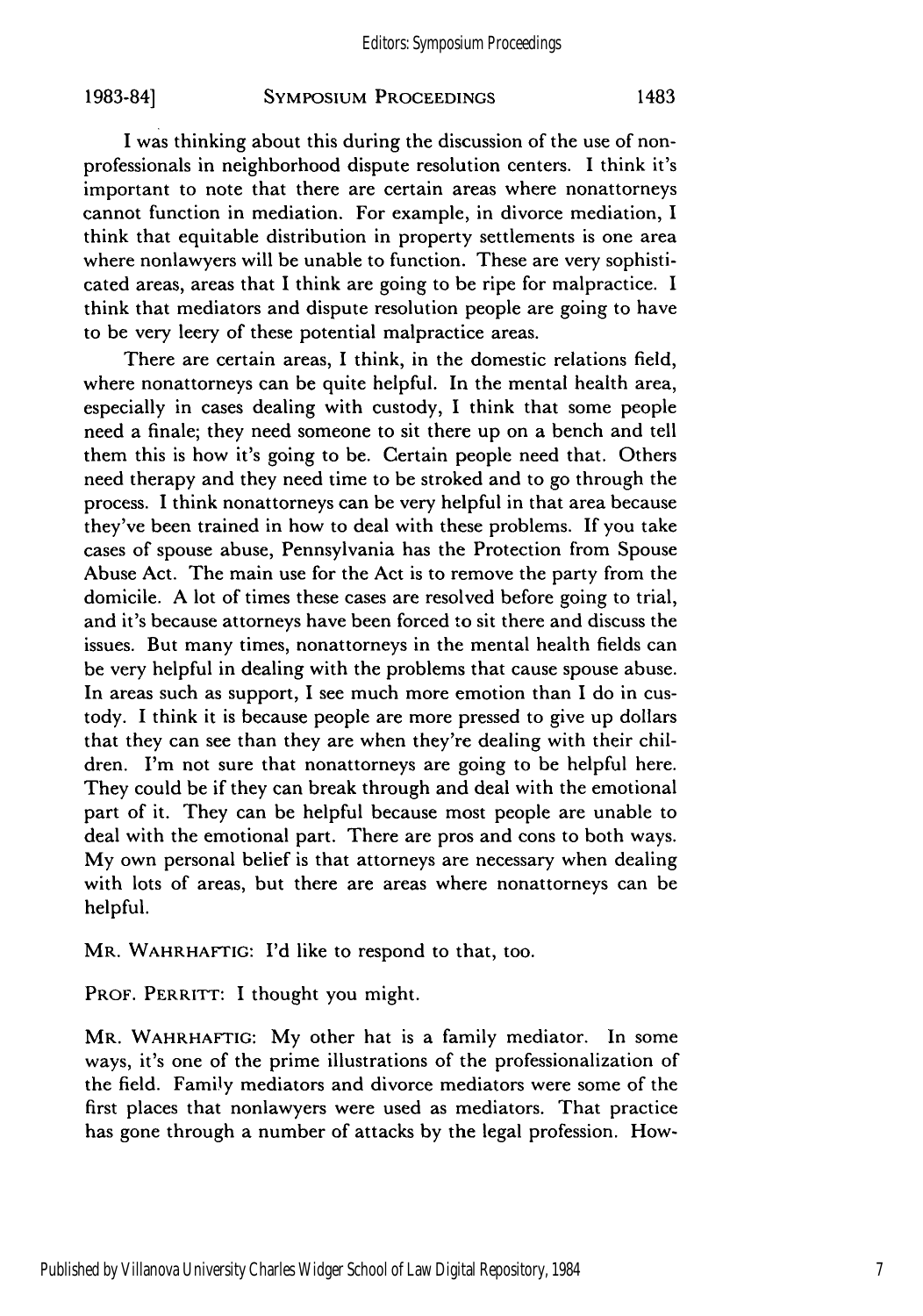I was thinking about this during the discussion of the use of nonprofessionals in neighborhood dispute resolution centers. I think it's important to note that there are certain areas where nonattorneys cannot function in mediation. For example, in divorce mediation, I think that equitable distribution in property settlements is one area where nonlawyers will be unable to function. These are very sophisticated areas, areas that I think are going to be ripe for malpractice. I think that mediators and dispute resolution people are going to have to be very leery of these potential malpractice areas.

There are certain areas, I think, in the domestic relations field, where nonattorneys can be quite helpful. In the mental health area, especially in cases dealing with custody, I think that some people need a finale; they need someone to sit there up on a bench and tell them this is how it's going to be. Certain people need that. Others need therapy and they need time to be stroked and to go through the process. I think nonattorneys can be very helpful in that area because they've been trained in how to deal with these problems. If you take cases of spouse abuse, Pennsylvania has the Protection from Spouse Abuse Act. The main use for the Act is to remove the party from the domicile. A lot of times these cases are resolved before going to trial, and it's because attorneys have been forced to sit there and discuss the issues. But many times, nonattorneys in the mental health fields can be very helpful in dealing with the problems that cause spouse abuse. In areas such as support, I see much more emotion than I do in custody. I think it is because people are more pressed to give up dollars that they can see than they are when they're dealing with their children. I'm not sure that nonattorneys are going to be helpful here. They could be if they can break through and deal with the emotional part of it. They can be helpful because most people are unable to deal with the emotional part. There are pros and cons to both ways. My own personal belief is that attorneys are necessary when dealing with lots of areas, but there are areas where nonattorneys can be helpful.

MR. WAHRHAFTIG: I'd like to respond to that, too.

PROF. PERRITT: I thought you might.

MR. WAHRHAFTIG: My other hat is a family mediator. In some ways, it's one of the prime illustrations of the professionalization of the field. Family mediators and divorce mediators were some of the first places that nonlawyers were used as mediators. That practice has gone through a number of attacks by the legal profession. How-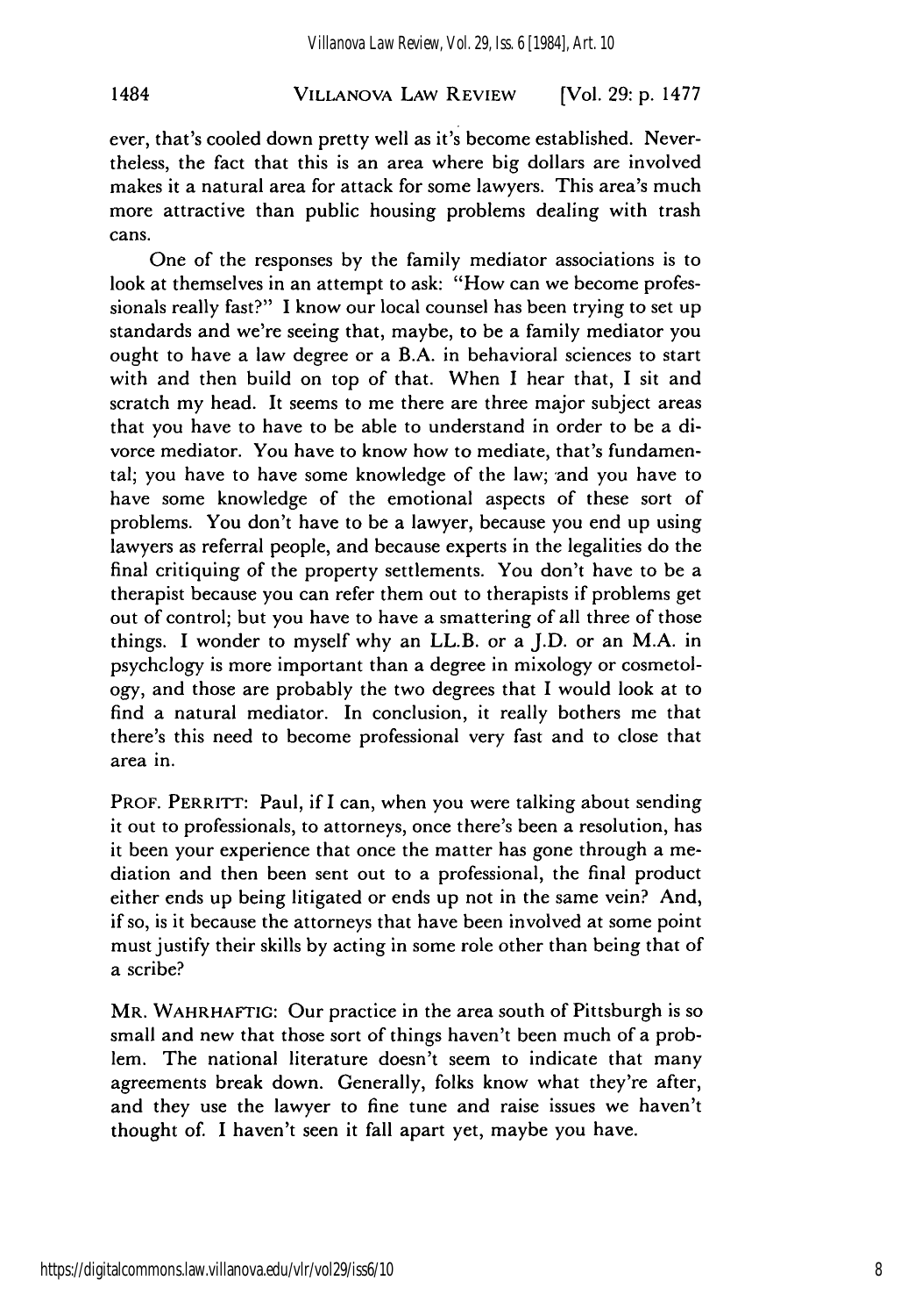ever, that's cooled down pretty well as it's become established. Nevertheless, the fact that this is an area where big dollars are involved makes it a natural area for attack for some lawyers. This area's much more attractive than public housing problems dealing with trash cans.

One of the responses by the family mediator associations is to look at themselves in an attempt to ask: "How can we become professionals really fast?" I know our local counsel has been trying to set up standards and we're seeing that, maybe, to be a family mediator you ought to have a law degree or a B.A. in behavioral sciences to start with and then build on top of that. When I hear that, I sit and scratch my head. It seems to me there are three major subject areas that you have to have to be able to understand in order to be a divorce mediator. You have to know how to mediate, that's fundamental; you have to have some knowledge of the law; and you have to have some knowledge of the emotional aspects of these sort of problems. You don't have to be a lawyer, because you end up using lawyers as referral people, and because experts in the legalities do the final critiquing of the property settlements. You don't have to be a therapist because you can refer them out to therapists if problems get out of control; but you have to have a smattering of all three of those things. I wonder to myself why an LL.B. or a J.D. or an M.A. in psychclogy is more important than a degree in mixology or cosmetology, and those are probably the two degrees that I would look at to find a natural mediator. In conclusion, it really bothers me that there's this need to become professional very fast and to close that area in.

PROF. PERRITT: Paul, if I can, when you were talking about sending it out to professionals, to attorneys, once there's been a resolution, has it been your experience that once the matter has gone through a mediation and then been sent out to a professional, the final product either ends up being litigated or ends up not in the same vein? And, if so, is it because the attorneys that have been involved at some point must justify their skills by acting in some role other than being that of a scribe?

MR. WAHRHAFTIG: Our practice in the area south of Pittsburgh is so small and new that those sort of things haven't been much of a problem. The national literature doesn't seem to indicate that many agreements break down. Generally, folks know what they're after, and they use the lawyer to fine tune and raise issues we haven't thought of. I haven't seen it fall apart yet, maybe you have.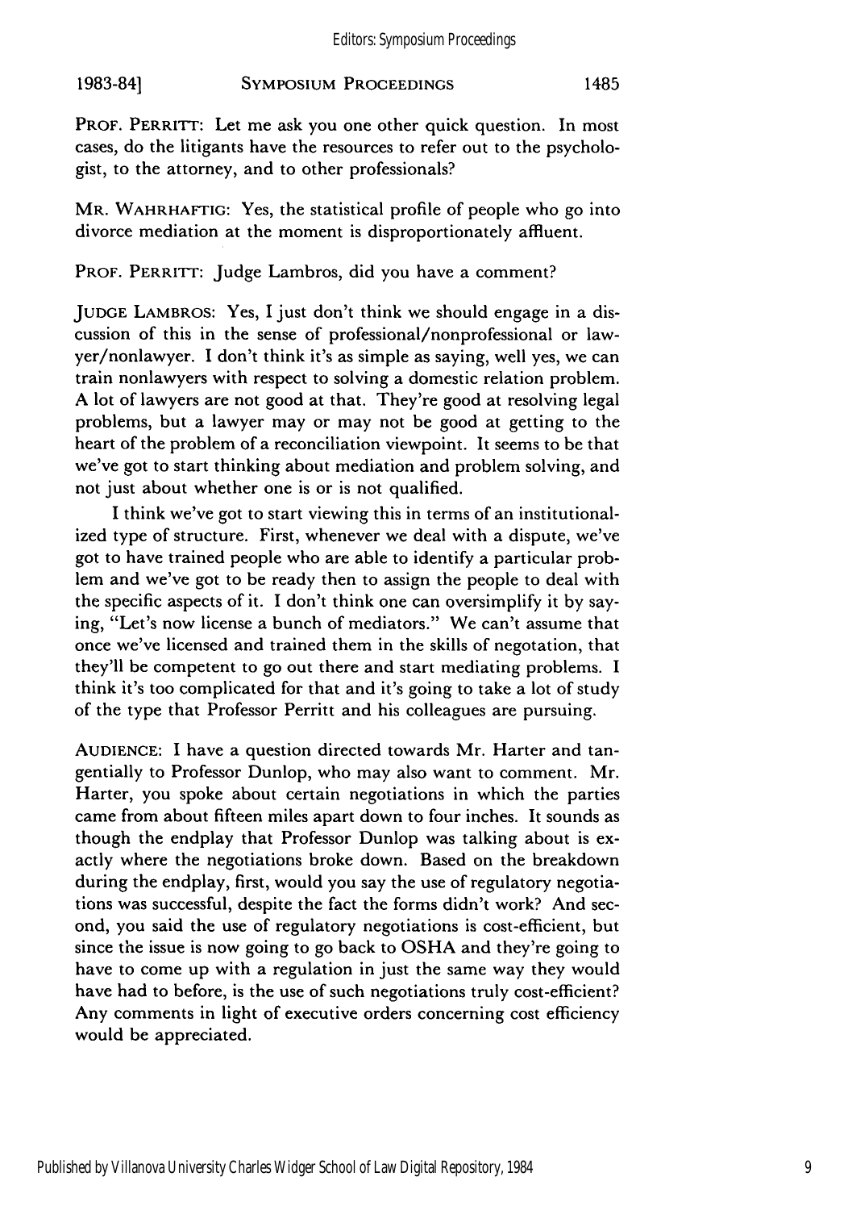PROF. PERRITT: Let me ask you one other quick question. In most cases, do the litigants have the resources to refer out to the psychologist, to the attorney, and to other professionals?

MR. WAHRHAFTIG: Yes, the statistical profile of people who go into divorce mediation at the moment is disproportionately affluent.

PROF. PERRITT: Judge Lambros, did you have a comment?

JUDGE LAMBROS: Yes, I just don't think we should engage in a discussion of this in the sense of professional/nonprofessional or lawyer/nonlawyer. I don't think it's as simple as saying, well yes, we can train nonlawyers with respect to solving a domestic relation problem. A lot of lawyers are not good at that. They're good at resolving legal problems, but a lawyer may or may not be good at getting to the heart of the problem of a reconciliation viewpoint. It seems to be that we've got to start thinking about mediation and problem solving, and not just about whether one is or is not qualified.

I think we've got to start viewing this in terms of an institutionalized type of structure. First, whenever we deal with a dispute, we've got to have trained people who are able to identify a particular problem and we've got to be ready then to assign the people to deal with the specific aspects of it. I don't think one can oversimplify it by saying, "Let's now license a bunch of mediators." We can't assume that once we've licensed and trained them in the skills of negotation, that they'll be competent to go out there and start mediating problems. I think it's too complicated for that and it's going to take a lot of study of the type that Professor Perritt and his colleagues are pursuing.

AUDIENCE: I have a question directed towards Mr. Harter and tangentially to Professor Dunlop, who may also want to comment. Mr. Harter, you spoke about certain negotiations in which the parties came from about fifteen miles apart down to four inches. It sounds as though the endplay that Professor Dunlop was talking about is exactly where the negotiations broke down. Based on the breakdown during the endplay, first, would you say the use of regulatory negotiations was successful, despite the fact the forms didn't work? And second, you said the use of regulatory negotiations is cost-efficient, but since the issue is now going to go back to OSHA and they're going to have to come up with a regulation in just the same way they would have had to before, is the use of such negotiations truly cost-efficient? Any comments in light of executive orders concerning cost efficiency would be appreciated.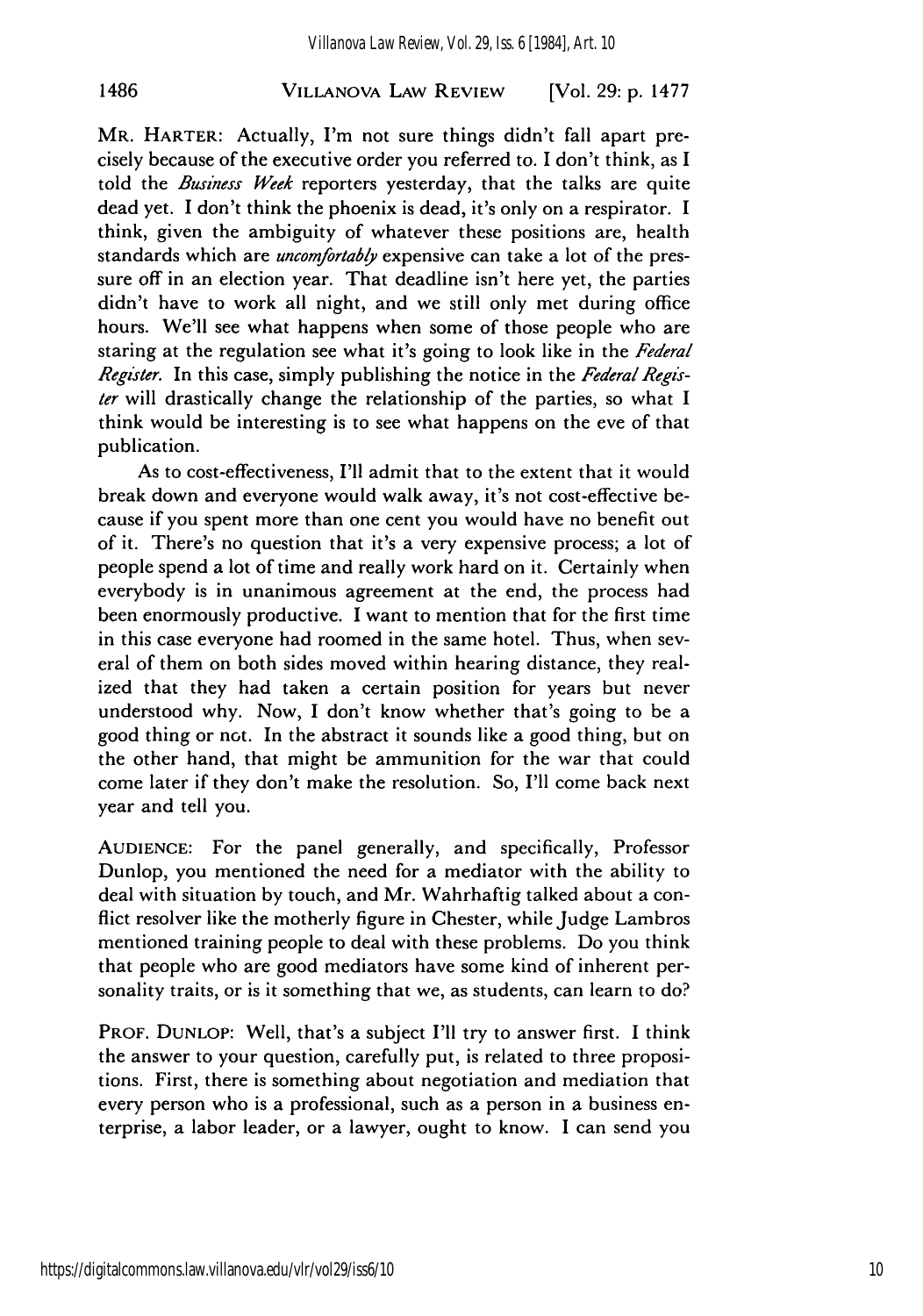MR. HARTER: Actually, I'm not sure things didn't fall apart precisely because of the executive order you referred to. I don't think, as I told the *Business Week* reporters yesterday, that the talks are quite dead yet. I don't think the phoenix is dead, it's only on a respirator. I think, given the ambiguity of whatever these positions are, health standards which are *uncomfortably* expensive can take a lot of the pressure off in an election year. That deadline isn't here yet, the parties didn't have to work all night, and we still only met during office hours. We'll see what happens when some of those people who are staring at the regulation see what it's going to look like in the *Federal Register*. In this case, simply publishing the notice in the *Federal Register* will drastically change the relationship of the parties, so what I think would be interesting is to see what happens on the eve of that publication.

As to cost-effectiveness, I'll admit that to the extent that it would break down and everyone would walk away, it's not cost-effective because if you spent more than one cent you would have no benefit out of it. There's no question that it's a very expensive process; a lot of people spend a lot of time and really work hard on it. Certainly when everybody is in unanimous agreement at the end, the process had been enormously productive. I want to mention that for the first time in this case everyone had roomed in the same hotel. Thus, when several of them on both sides moved within hearing distance, they realized that they had taken a certain position for years but never understood why. Now, I don't know whether that's going to be a good thing or not. In the abstract it sounds like a good thing, but on the other hand, that might be ammunition for the war that could come later if they don't make the resolution. So, I'll come back next year and tell you.

AUDIENCE: For the panel generally, and specifically, Professor Dunlop, you mentioned the need for a mediator with the ability to deal with situation by touch, and Mr. Wahrhaftig talked about a conflict resolver like the motherly figure in Chester, while Judge Lambros mentioned training people to deal with these problems. Do you think that people who are good mediators have some kind of inherent personality traits, or is it something that we, as students, can learn to do?

PROF. DUNLOP: Well, that's a subject I'll try to answer first. I think the answer to your question, carefully put, is related to three propositions. First, there is something about negotiation and mediation that every person who is a professional, such as a person in a business enterprise, a labor leader, or a lawyer, ought to know. I can send you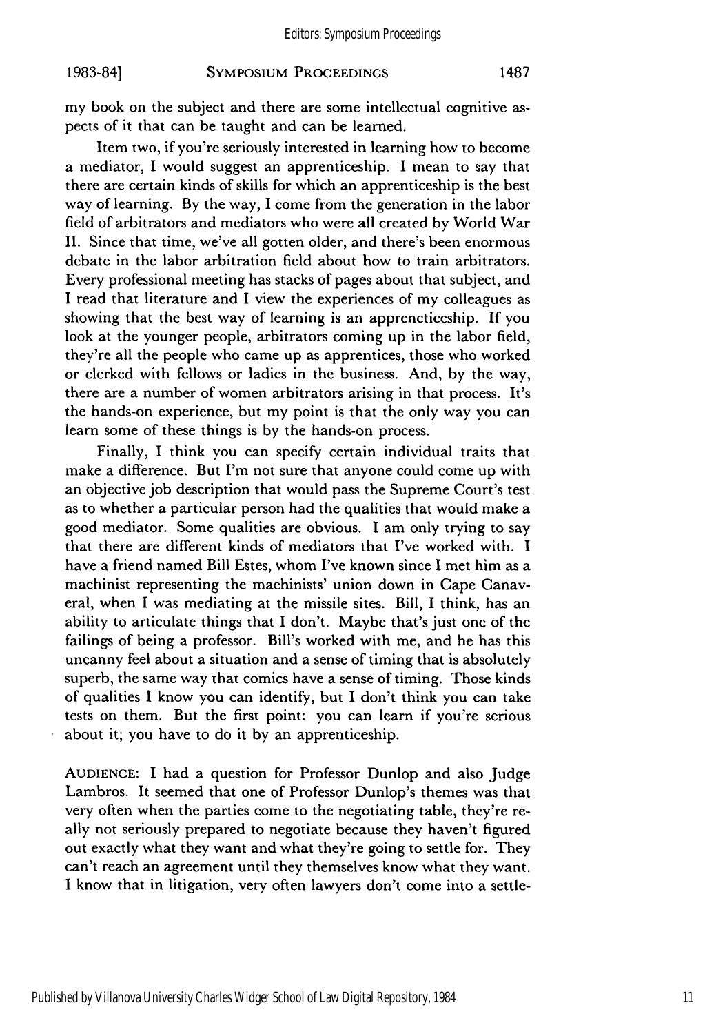my book on the subject and there are some intellectual cognitive aspects of it that can be taught and can be learned.

Item two, if you're seriously interested in learning how to become a mediator, I would suggest an apprenticeship. I mean to say that there are certain kinds of skills for which an apprenticeship is the best way of learning. By the way, I come from the generation in the labor field of arbitrators and mediators who were all created by World War II. Since that time, we've all gotten older, and there's been enormous debate in the labor arbitration field about how to train arbitrators. Every professional meeting has stacks of pages about that subject, and I read that literature and I view the experiences of my colleagues as showing that the best way of learning is an apprencticeship. If you look at the younger people, arbitrators coming up in the labor field, they're all the people who came up as apprentices, those who worked or clerked with fellows or ladies in the business. And, by the way, there are a number of women arbitrators arising in that process. It's the hands-on experience, but my point is that the only way you can learn some of these things is by the hands-on process.

Finally, I think you can specify certain individual traits that make a difference. But I'm not sure that anyone could come up with an objective job description that would pass the Supreme Court's test as to whether a particular person had the qualities that would make a good mediator. Some qualities are obvious. I am only trying to say that there are different kinds of mediators that I've worked with. I have a friend named Bill Estes, whom I've known since I met him as a machinist representing the machinists' union down in Cape Canaveral, when I was mediating at the missile sites. Bill, I think, has an ability to articulate things that I don't. Maybe that's just one of the failings of being a professor. Bill's worked with me, and he has this uncanny feel about a situation and a sense of timing that is absolutely superb, the same way that comics have a sense of timing. Those kinds of qualities I know you can identify, but I don't think you can take tests on them. But the first point: you can learn if you're serious about it; you have to do it by an apprenticeship.

AUDIENCE: I had a question for Professor Dunlop and also Judge Lambros. It seemed that one of Professor Dunlop's themes was that very often when the parties come to the negotiating table, they're really not seriously prepared to negotiate because they haven't figured out exactly what they want and what they're going to settle for. They can't reach an agreement until they themselves know what they want. I know that in litigation, very often lawyers don't come into a settle-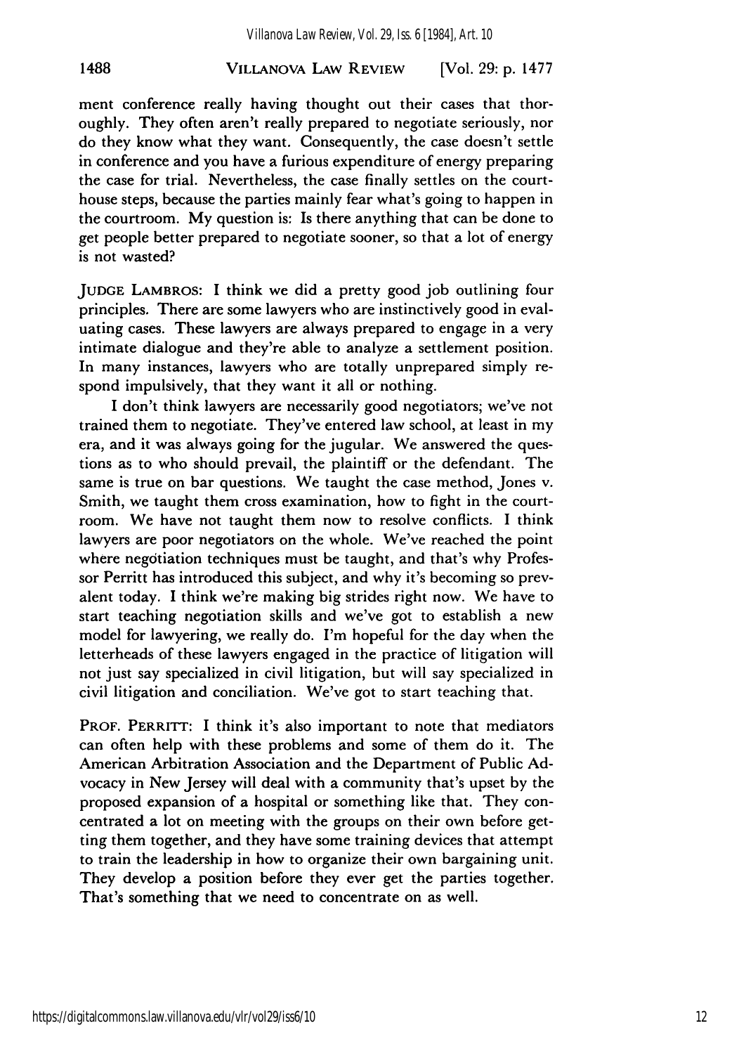ment conference really having thought out their cases that thoroughly. They often aren't really prepared to negotiate seriously, nor do they know what they want. Consequently, the case doesn't settle in conference and you have a furious expenditure of energy preparing the case for trial. Nevertheless, the case finally settles on the courthouse steps, because the parties mainly fear what's going to happen in the courtroom. My question is: Is there anything that can be done to get people better prepared to negotiate sooner, so that a lot of energy is not wasted?

JUDGE LAMBROS: I think we did a pretty good job outlining four principles. There are some lawyers who are instinctively good in evaluating cases. These lawyers are always prepared to engage in a very intimate dialogue and they're able to analyze a settlement position. In many instances, lawyers who are totally unprepared simply respond impulsively, that they want it all or nothing.

I don't think lawyers are necessarily good negotiators; we've not trained them to negotiate. They've entered law school, at least in my era, and it was always going for the jugular. We answered the questions as to who should prevail, the plaintiff or the defendant. The same is true on bar questions. We taught the case method, Jones v. Smith, we taught them cross examination, how to fight in the courtroom. We have not taught them now to resolve conflicts. I think lawyers are poor negotiators on the whole. We've reached the point where negotiation techniques must be taught, and that's why Professor Perritt has introduced this subject, and why it's becoming so prevalent today. I think we're making big strides right now. We have to start teaching negotiation skills and we've got to establish a new model for lawyering, we really do. I'm hopeful for the day when the letterheads of these lawyers engaged in the practice of litigation will not just say specialized in civil litigation, but will say specialized in civil litigation and conciliation. We've got to start teaching that.

PROF. PERRITT: I think it's also important to note that mediators can often help with these problems and some of them do it. The American Arbitration Association and the Department of Public Advocacy in New Jersey will deal with a community that's upset by the proposed expansion of a hospital or something like that. They concentrated a lot on meeting with the groups on their own before getting them together, and they have some training devices that attempt to train the leadership in how to organize their own bargaining unit. They develop a position before they ever get the parties together. That's something that we need to concentrate on as well.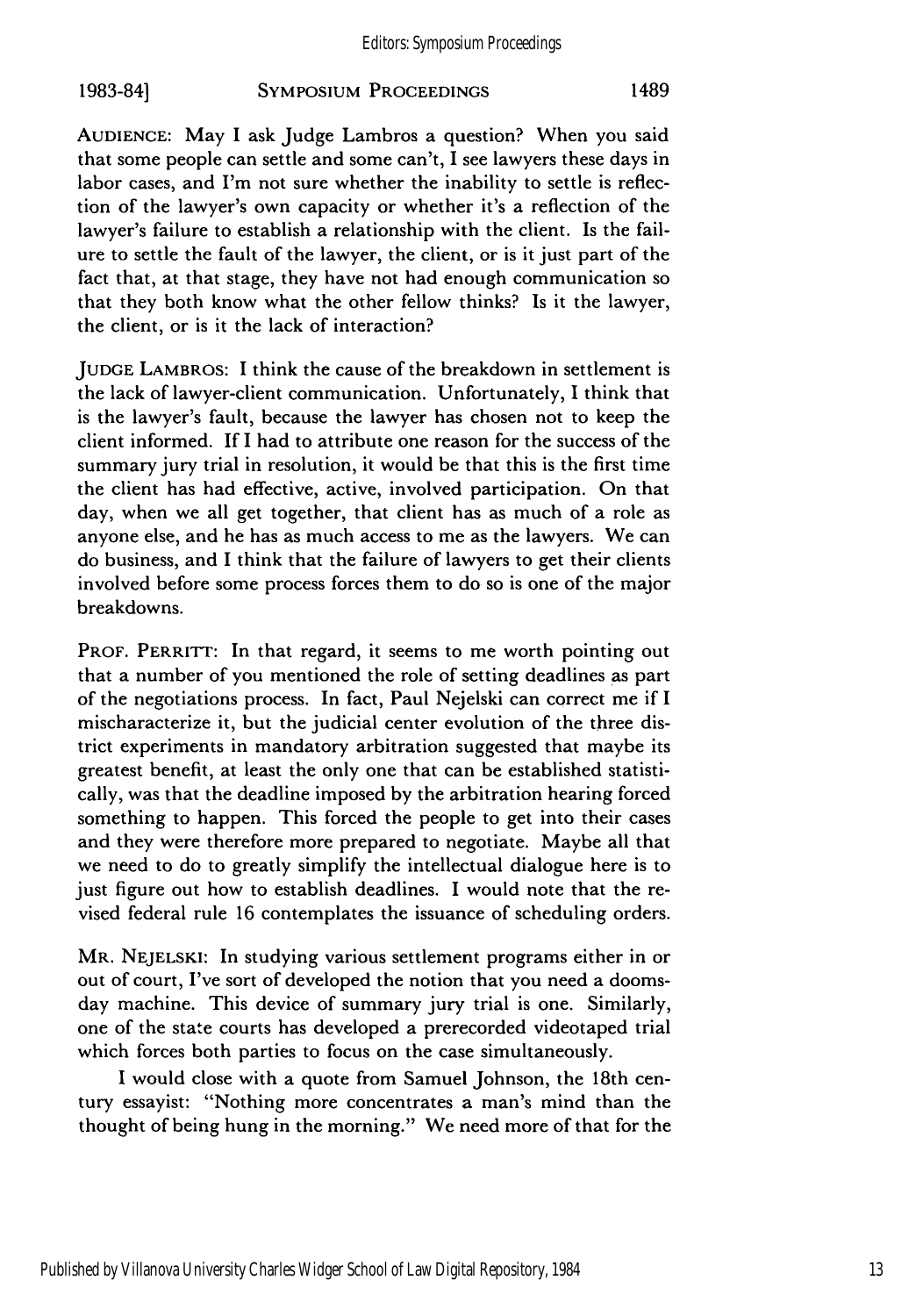AUDIENCE: May I ask Judge Lambros a question? When you said that some people can settle and some can't, I see lawyers these days in labor cases, and I'm not sure whether the inability to settle is reflection of the lawyer's own capacity or whether it's a reflection of the lawyer's failure to establish a relationship with the client. Is the failure to settle the fault of the lawyer, the client, or is it just part of the fact that, at that stage, they have not had enough communication so that they both know what the other fellow thinks? Is it the lawyer, the client, or is it the lack of interaction?

JUDGE LAMBROS: I think the cause of the breakdown in settlement is the lack of lawyer-client communication. Unfortunately, I think that is the lawyer's fault, because the lawyer has chosen not to keep the client informed. If I had to attribute one reason for the success of the summary jury trial in resolution, it would be that this is the first time the client has had effective, active, involved participation. On that day, when we all get together, that client has as much of a role as anyone else, and he has as much access to me as the lawyers. We can do business, and I think that the failure of lawyers to get their clients involved before some process forces them to do so is one of the major breakdowns.

PROF. PERRITT: In that regard, it seems to me worth pointing out that a number of you mentioned the role of setting deadlines as part of the negotiations process. In fact, Paul Nejelski can correct me if I mischaracterize it, but the judicial center evolution of the three district experiments in mandatory arbitration suggested that maybe its greatest benefit, at least the only one that can be established statistically, was that the deadline imposed by the arbitration hearing forced something to happen. This forced the people to get into their cases and they were therefore more prepared to negotiate. Maybe all that we need to do to greatly simplify the intellectual dialogue here is to just figure out how to establish deadlines. I would note that the revised federal rule 16 contemplates the issuance of scheduling orders.

MR. NEJELSKI: In studying various settlement programs either in or out of court, I've sort of developed the notion that you need a doomsday machine. This device of summary jury trial is one. Similarly, one of the state courts has developed a prerecorded videotaped trial which forces both parties to focus on the case simultaneously.

I would close with a quote from Samuel Johnson, the 18th century essayist: "Nothing more concentrates a man's mind than the thought of being hung in the morning." We need more of that for the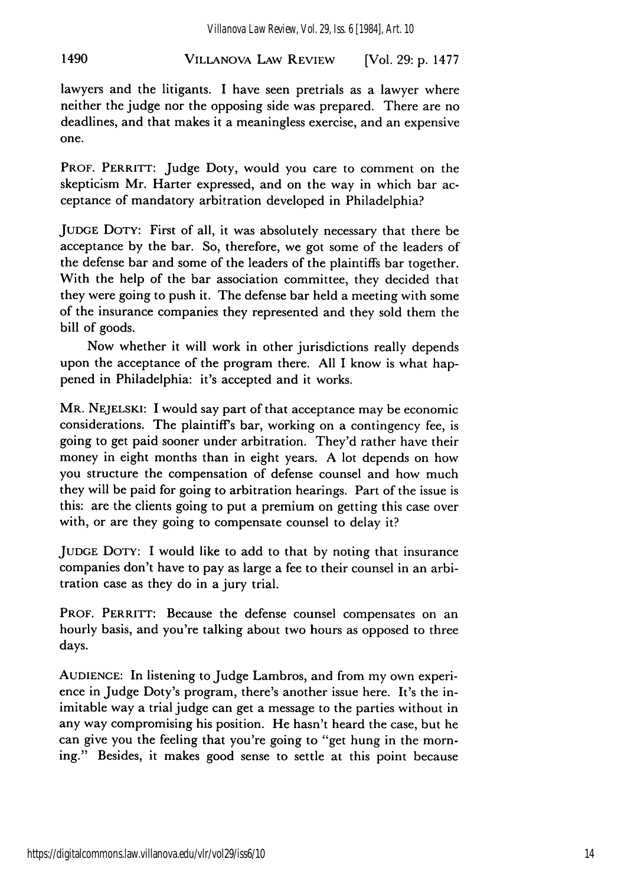lawyers and the litigants. I have seen pretrials as a lawyer where neither the judge nor the opposing side was prepared. There are no deadlines, and that makes it a meaningless exercise, and an expensive one.

PROF. PERRITT: Judge Doty, would you care to comment on the skepticism Mr. Harter expressed, and on the way in which bar acceptance of mandatory arbitration developed in Philadelphia?

JUDGE DOTY: First of all, it was absolutely necessary that there be acceptance by the bar. So, therefore, we got some of the leaders of the defense bar and some of the leaders of the plaintiffs bar together. With the help of the bar association committee, they decided that they were going to push it. The defense bar held a meeting with some of the insurance companies they represented and they sold them the bill of goods.

Now whether it will work in other jurisdictions really depends upon the acceptance of the program there. All I know is what happened in Philadelphia: it's accepted and it works.

MR. NEJELSKI: I would say part of that acceptance may be economic considerations. The plaintiff's bar, working on a contingency fee, is going to get paid sooner under arbitration. They'd rather have their money in eight months than in eight years. A lot depends on how you structure the compensation of defense counsel and how much they will be paid for going to arbitration hearings. Part of the issue is this: are the clients going to put a premium on getting this case over with, or are they going to compensate counsel to delay it?

JUDGE DOTY: I would like to add to that by noting that insurance companies don't have to pay as large a fee to their counsel in an arbitration case as they do in a jury trial.

PROF. PERRITT: Because the defense counsel compensates on an hourly basis, and you're talking about two hours as opposed to three days.

AUDIENCE: In listening to Judge Lambros, and from my own experience in Judge Doty's program, there's another issue here. It's the inimitable way a trial judge can get a message to the parties without in any way compromising his position. He hasn't heard the case, but he can give you the feeling that you're going to "get hung in the morning." Besides, it makes good sense to settle at this point because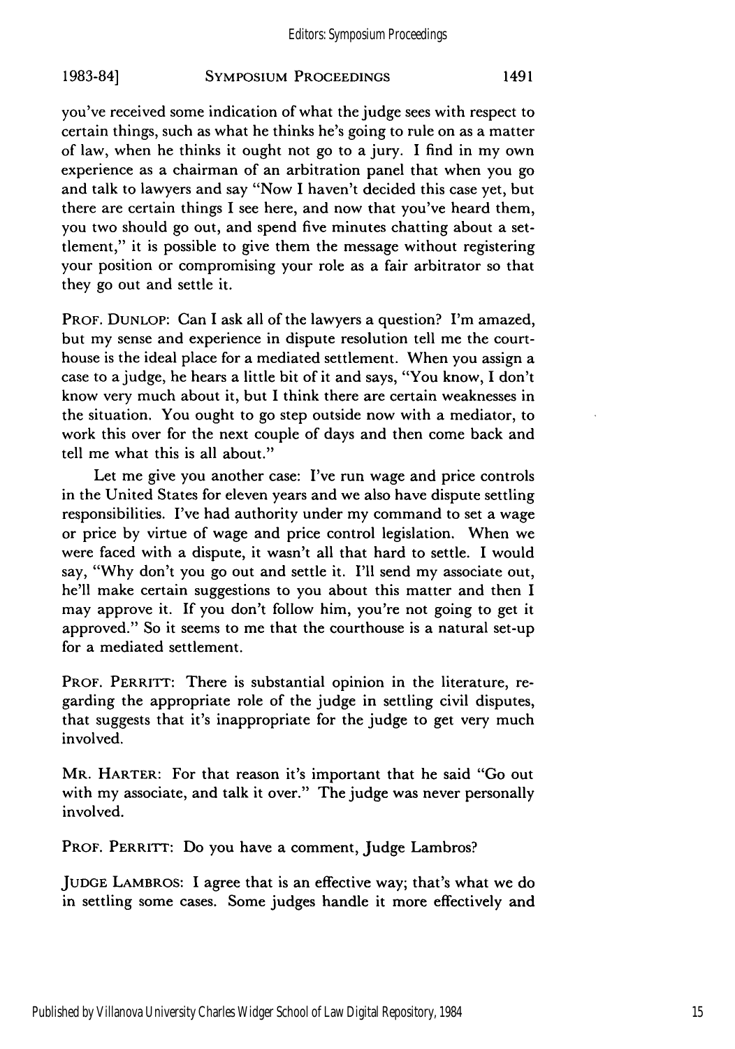you've received some indication of what the judge sees with respect to certain things, such as what he thinks he's going to rule on as a matter of law, when he thinks it ought not go to a jury. I find in my own experience as a chairman of an arbitration panel that when you go and talk to lawyers and say "Now I haven't decided this case yet, but there are certain things I see here, and now that you've heard them, you two should go out, and spend five minutes chatting about a settlement," it is possible to give them the message without registering your position or compromising your role as a fair arbitrator so that they go out and settle it.

PROF. DUNLOP: Can I ask all of the lawyers a question? I'm amazed, but my sense and experience in dispute resolution tell me the courthouse is the ideal place for a mediated settlement. When you assign a case to a judge, he hears a little bit of it and says, "You know, I don't know very much about it, but I think there are certain weaknesses in the situation. You ought to go step outside now with a mediator, to work this over for the next couple of days and then come back and tell me what this is all about."

Let me give you another case: I've run wage and price controls in the United States for eleven years and we also have dispute settling responsibilities. I've had authority under my command to set a wage or price by virtue of wage and price control legislation. When we were faced with a dispute, it wasn't all that hard to settle. I would say, "Why don't you go out and settle it. I'll send my associate out, he'll make certain suggestions to you about this matter and then I may approve it. If you don't follow him, you're not going to get it approved." So it seems to me that the courthouse is a natural set-up for a mediated settlement.

PROF. PERRITT: There is substantial opinion in the literature, regarding the appropriate role of the judge in settling civil disputes, that suggests that it's inappropriate for the judge to get very much involved.

MR. HARTER: For that reason it's important that he said "Go out with my associate, and talk it over." The judge was never personally involved.

PROF. PERRITT: Do you have a comment, Judge Lambros?

JUDGE LAMBROS: I agree that is an effective way; that's what we do in settling some cases. Some judges handle it more effectively and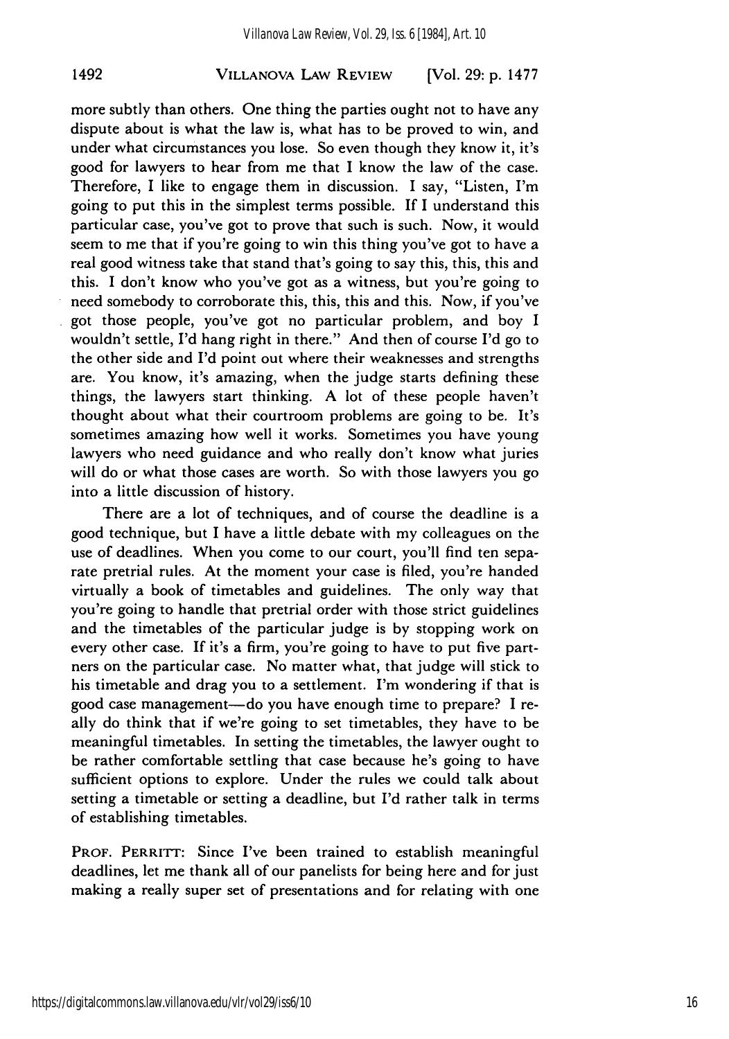more subtly than others. One thing the parties ought not to have any dispute about is what the law is, what has to be proved to win, and under what circumstances you lose. So even though they know it, it's good for lawyers to hear from me that I know the law of the case. Therefore, I like to engage them in discussion. I say, "Listen, I'm going to put this in the simplest terms possible. If I understand this particular case, you've got to prove that such is such. Now, it would seem to me that if you're going to win this thing you've got to have a real good witness take that stand that's going to say this, this, this and this. I don't know who you've got as a witness, but you're going to need somebody to corroborate this, this, this and this. Now, if you've got those people, you've got no particular problem, and boy I wouldn't settle, I'd hang right in there." And then of course I'd go to the other side and I'd point out where their weaknesses and strengths are. You know, it's amazing, when the judge starts defining these things, the lawyers start thinking. A lot of these people haven't thought about what their courtroom problems are going to be. It's sometimes amazing how well it works. Sometimes you have young lawyers who need guidance and who really don't know what juries will do or what those cases are worth. So with those lawyers you go into a little discussion of history.

There are a lot of techniques, and of course the deadline is a good technique, but I have a little debate with my colleagues on the use of deadlines. When you come to our court, you'll find ten separate pretrial rules. At the moment your case is filed, you're handed virtually a book of timetables and guidelines. The only way that you're going to handle that pretrial order with those strict guidelines and the timetables of the particular judge is by stopping work on every other case. If it's a firm, you're going to have to put five partners on the particular case. No matter what, that judge will stick to his timetable and drag you to a settlement. I'm wondering if that is good case management—do you have enough time to prepare? I really do think that if we're going to set timetables, they have to be meaningful timetables. In setting the timetables, the lawyer ought to be rather comfortable settling that case because he's going to have sufficient options to explore. Under the rules we could talk about setting a timetable or setting a deadline, but I'd rather talk in terms of establishing timetables.

PROF. PERRITT: Since I've been trained to establish meaningful deadlines, let me thank all of our panelists for being here and for just making a really super set of presentations and for relating with one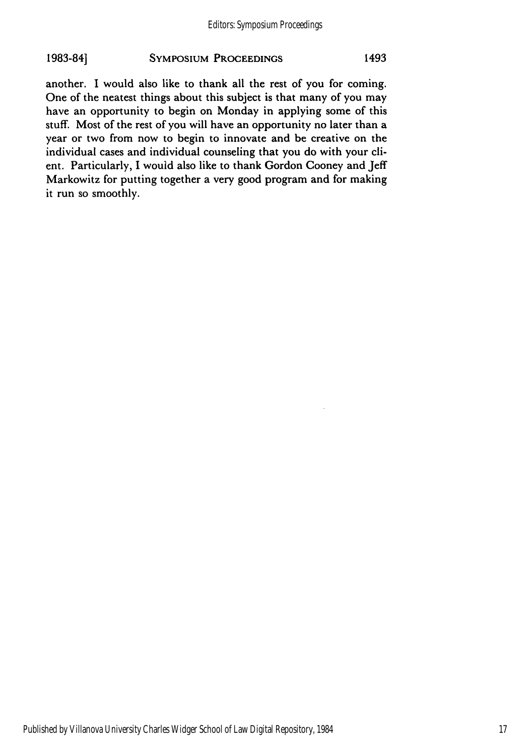another. I would also like to thank all the rest of you for coming. One of the neatest things about this subject is that many of you may have an opportunity to begin on Monday in applying some of this stuff. Most of the rest of you will have an opportunity no later than a year or two from now to begin to innovate and be creative on the individual cases and individual counseling that you do with your client. Particularly, I would also like to thank Gordon Cooney and Jeff Markowitz for putting together a very good program and for making it run so smoothly.